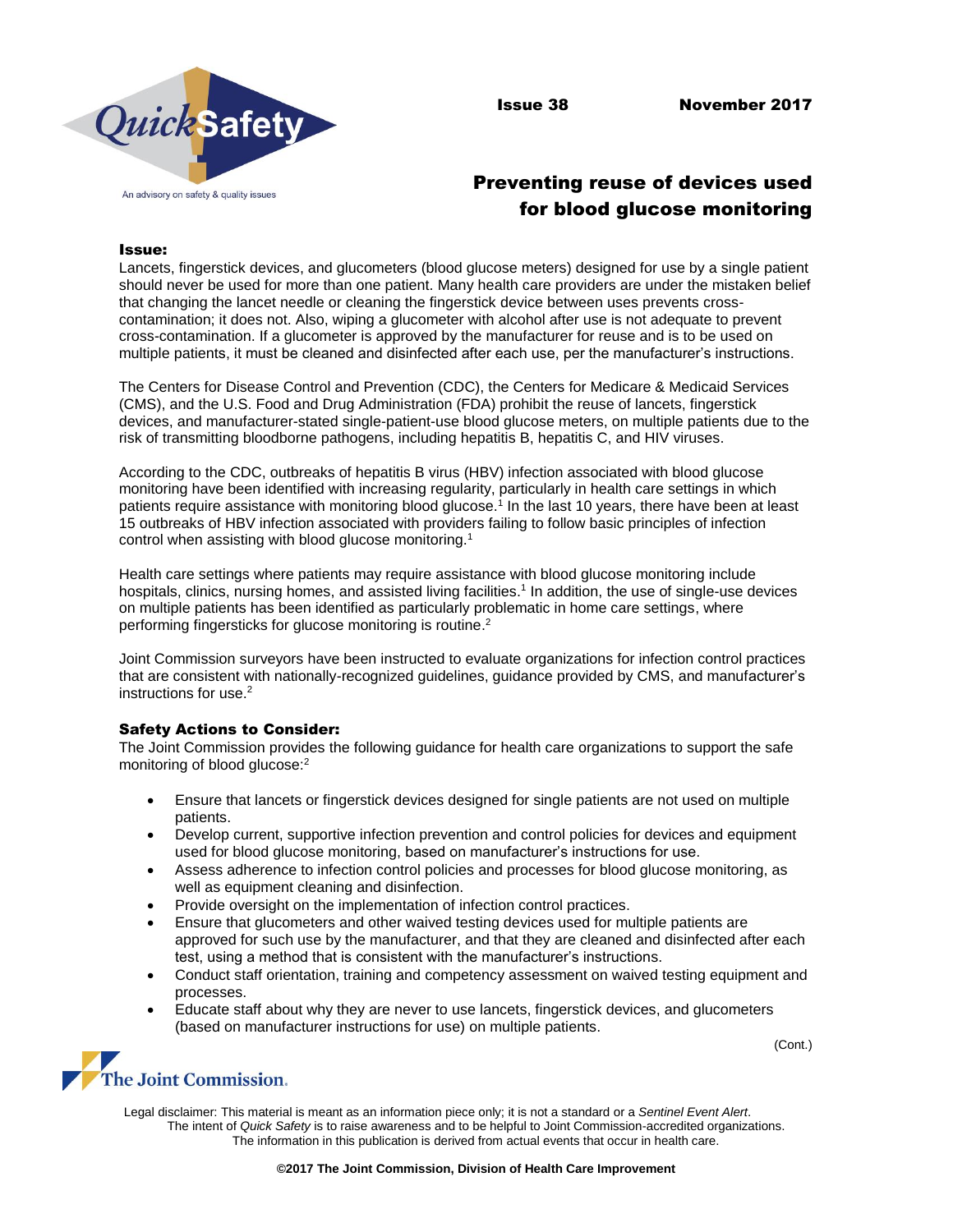Issue 38 November 2017

# Preventing reuse of devices used for blood glucose monitoring

## Issue:

Lancets, fingerstick devices, and glucometers (blood glucose meters) designed for use by a single patient should never be used for more than one patient. Many health care providers are under the mistaken belief that changing the lancet needle or cleaning the fingerstick device between uses prevents cross-contamination; it does not. Also, wiping a glucometer with alcohol after use is not adequate to prevent cross-contamination. If a glucometer is approved by the manufacturer for reuse and is to be used on multiple patients, it must be cleaned and disinfected after each use, per the manufacturer's instructions.

The Centers for Disease Control and Prevention (CDC), the Centers for Medicare & Medicaid Services (CMS), and the U.S. Food and Drug Administration (FDA) prohibit the reuse of lancets, fingerstick devices, and manufacturer-stated single-patient-use blood glucose meters, on multiple patients due to the risk of transmitting bloodborne pathogens, including hepatitis B, hepatitis C, and HIV viruses.

According to the CDC, outbreaks of hepatitis B virus (HBV) infection associated with blood glucose monitoring have been identified with increasing regularity, particularly in health care settings in which patients require assistance with monitoring blood glucose.[1] In the last 10 years, there have been at least 15 outbreaks of HBV infection associated with providers failing to follow basic principles of infection control when assisting with blood glucose monitoring.[1]

Health care settings where patients may require assistance with blood glucose monitoring include hospitals, clinics, nursing homes, and assisted living facilities.[1] In addition, the use of single-use devices on multiple patients has been identified as particularly problematic in home care settings, where performing fingersticks for glucose monitoring is routine.[2]

Joint Commission surveyors have been instructed to evaluate organizations for infection control practices that are consistent with nationally-recognized guidelines, guidance provided by CMS, and manufacturer's instructions for use.[2]

## Safety Actions to Consider:

The Joint Commission provides the following guidance for health care organizations to support the safe monitoring of blood glucose:[2]

- Ensure that lancets or fingerstick devices designed for single patients are not used on multiple patients.
- Develop current, supportive infection prevention and control policies for devices and equipment used for blood glucose monitoring, based on manufacturer's instructions for use.
- Assess adherence to infection control policies and processes for blood glucose monitoring, as well as equipment cleaning and disinfection.
- Provide oversight on the implementation of infection control practices.
- Ensure that glucometers and other waived testing devices used for multiple patients are approved for such use by the manufacturer, and that they are cleaned and disinfected after each test, using a method that is consistent with the manufacturer's instructions.
- Conduct staff orientation, training and competency assessment on waived testing equipment and processes.
- Educate staff about why they are never to use lancets, fingerstick devices, and glucometers (based on manufacturer instructions for use) on multiple patients.

(Cont.)

Legal disclaimer: This material is meant as an information piece only; it is not a standard or a *Sentinel Event Alert*. The intent of *Quick Safety* is to raise awareness and to be helpful to Joint Commission-accredited organizations. The information in this publication is derived from actual events that occur in health care.

**©2017 The Joint Commission, Division of Health Care Improvement**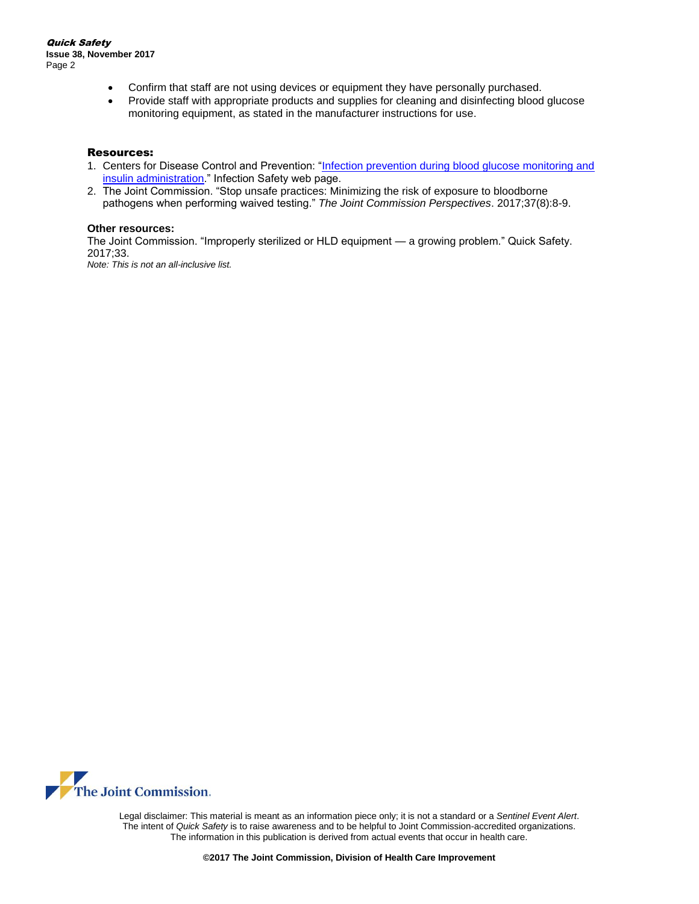- Confirm that staff are not using devices or equipment they have personally purchased.
- Provide staff with appropriate products and supplies for cleaning and disinfecting blood glucose monitoring equipment, as stated in the manufacturer instructions for use.

## Resources:

1. Centers for Disease Control and Prevention: "Infection prevention during blood glucose monitoring and insulin administration." Infection Safety web page.
2. The Joint Commission. "Stop unsafe practices: Minimizing the risk of exposure to bloodborne pathogens when performing waived testing." *The Joint Commission Perspectives*. 2017;37(8):8-9.

**Other resources:**

The Joint Commission. "Improperly sterilized or HLD equipment — a growing problem." Quick Safety. 2017;33.

*Note: This is not an all-inclusive list.*

The Joint Commission.

Legal disclaimer: This material is meant as an information piece only; it is not a standard or a *Sentinel Event Alert*. The intent of *Quick Safety* is to raise awareness and to be helpful to Joint Commission-accredited organizations. The information in this publication is derived from actual events that occur in health care.

**©2017 The Joint Commission, Division of Health Care Improvement**